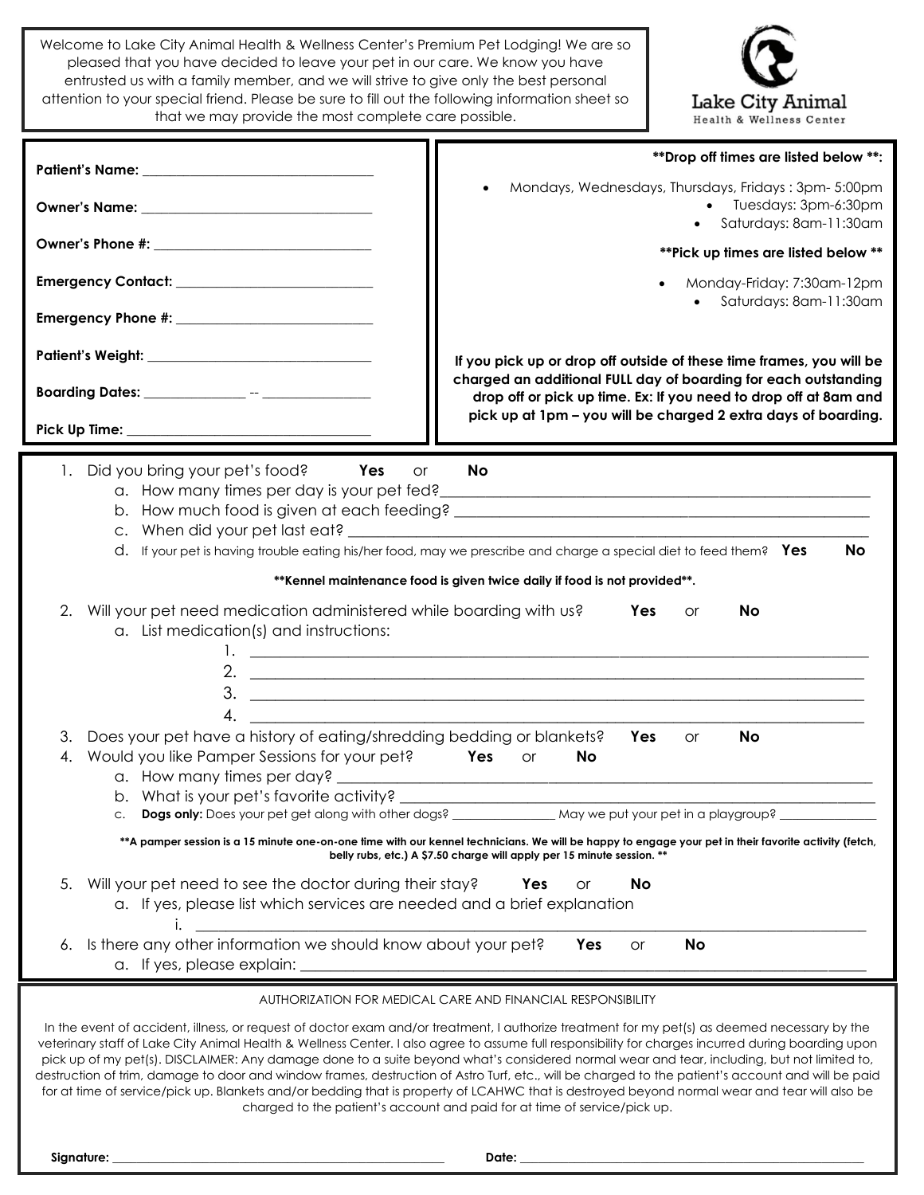Welcome to Lake City Animal Health & Wellness Center's Premium Pet Lodging! We are so pleased that you have decided to leave your pet in our care. We know you have entrusted us with a family member, and we will strive to give only the best personal attention to your special friend. Please be sure to fill out the following information sheet so that we may provide the most complete care possible.

Lake City Animal
Health & Wellness Center

**Patient's Name:** ______________________________

**Owner's Name:** ______________________________

**Owner's Phone #:** ______________________________

**Emergency Contact:** ______________________________

**Emergency Phone #:** ______________________________

**Patient's Weight:** ______________________________

**Boarding Dates:** ______________ -- ______________

**Pick Up Time:** ______________________________

**\*\*Drop off times are listed below \*\*:**

- Mondays, Wednesdays, Thursdays, Fridays : 3pm- 5:00pm
- Tuesdays: 3pm-6:30pm
- Saturdays: 8am-11:30am

**\*\*Pick up times are listed below \*\***

- Monday-Friday: 7:30am-12pm
- Saturdays: 8am-11:30am

**If you pick up or drop off outside of these time frames, you will be charged an additional FULL day of boarding for each outstanding drop off or pick up time. Ex: If you need to drop off at 8am and pick up at 1pm – you will be charged 2 extra days of boarding.**

1. Did you bring your pet's food? **Yes** or **No**
   a. How many times per day is your pet fed? ______________________________
   b. How much food is given at each feeding? ______________________________
   c. When did your pet last eat? ______________________________
   d. If your pet is having trouble eating his/her food, may we prescribe and charge a special diet to feed them? **Yes** **No**

   **\*\*Kennel maintenance food is given twice daily if food is not provided\*\*.**

2. Will your pet need medication administered while boarding with us? **Yes** or **No**
   a. List medication(s) and instructions:
      1. ______________________________
      2. ______________________________
      3. ______________________________
      4. ______________________________
3. Does your pet have a history of eating/shredding bedding or blankets? **Yes** or **No**
4. Would you like Pamper Sessions for your pet? **Yes** or **No**
   a. How many times per day? ______________________________
   b. What is your pet's favorite activity? ______________________________
   c. **Dogs only:** Does your pet get along with other dogs? ______________ May we put your pet in a playgroup? ______________

   **\*\*A pamper session is a 15 minute one-on-one time with our kennel technicians. We will be happy to engage your pet in their favorite activity (fetch, belly rubs, etc.) A $7.50 charge will apply per 15 minute session. \*\***

5. Will your pet need to see the doctor during their stay? **Yes** or **No**
   a. If yes, please list which services are needed and a brief explanation
      i. ______________________________
6. Is there any other information we should know about your pet? **Yes** or **No**
   a. If yes, please explain: ______________________________

AUTHORIZATION FOR MEDICAL CARE AND FINANCIAL RESPONSIBILITY

In the event of accident, illness, or request of doctor exam and/or treatment, I authorize treatment for my pet(s) as deemed necessary by the veterinary staff of Lake City Animal Health & Wellness Center. I also agree to assume full responsibility for charges incurred during boarding upon pick up of my pet(s). DISCLAIMER: Any damage done to a suite beyond what's considered normal wear and tear, including, but not limited to, destruction of trim, damage to door and window frames, destruction of Astro Turf, etc., will be charged to the patient's account and will be paid for at time of service/pick up. Blankets and/or bedding that is property of LCAHWC that is destroyed beyond normal wear and tear will also be charged to the patient's account and paid for at time of service/pick up.

**Signature:** ______________________________ **Date:** ______________________________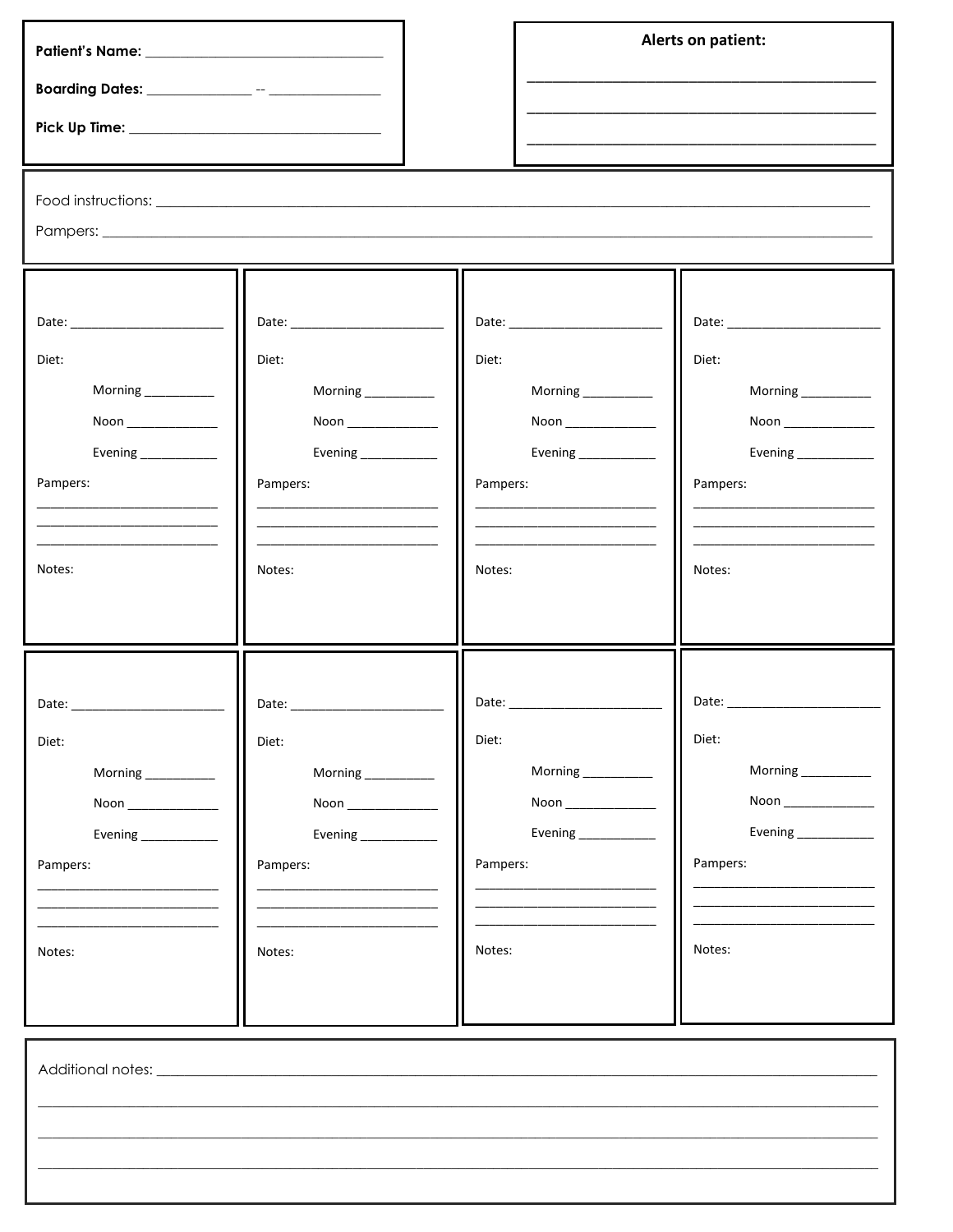**Patient's Name:** ______________________________

**Boarding Dates:** ______________ -- ______________

**Pick Up Time:** ______________________________

**Alerts on patient:**

______________________________________________

______________________________________________

______________________________________________

Food instructions: ______________________________________________

Pampers: ______________________________________________

Date: ______________________

Diet:

Morning __________

Noon _____________

Evening ___________

Pampers:

__________________________
__________________________
__________________________

Notes:

Date: ______________________

Diet:

Morning __________

Noon _____________

Evening ___________

Pampers:

__________________________
__________________________
__________________________

Notes:

Date: ______________________

Diet:

Morning __________

Noon _____________

Evening ___________

Pampers:

__________________________
__________________________
__________________________

Notes:

Date: ______________________

Diet:

Morning __________

Noon _____________

Evening ___________

Pampers:

__________________________
__________________________
__________________________

Notes:

Date: ______________________

Diet:

Morning __________

Noon _____________

Evening ___________

Pampers:

__________________________
__________________________
__________________________

Notes:

Date: ______________________

Diet:

Morning __________

Noon _____________

Evening ___________

Pampers:

__________________________
__________________________
__________________________

Notes:

Date: ______________________

Diet:

Morning __________

Noon _____________

Evening ___________

Pampers:

__________________________
__________________________
__________________________

Notes:

Date: ______________________

Diet:

Morning __________

Noon _____________

Evening ___________

Pampers:

__________________________
__________________________
__________________________

Notes:

Additional notes: ______________________________________________

______________________________________________

______________________________________________

______________________________________________